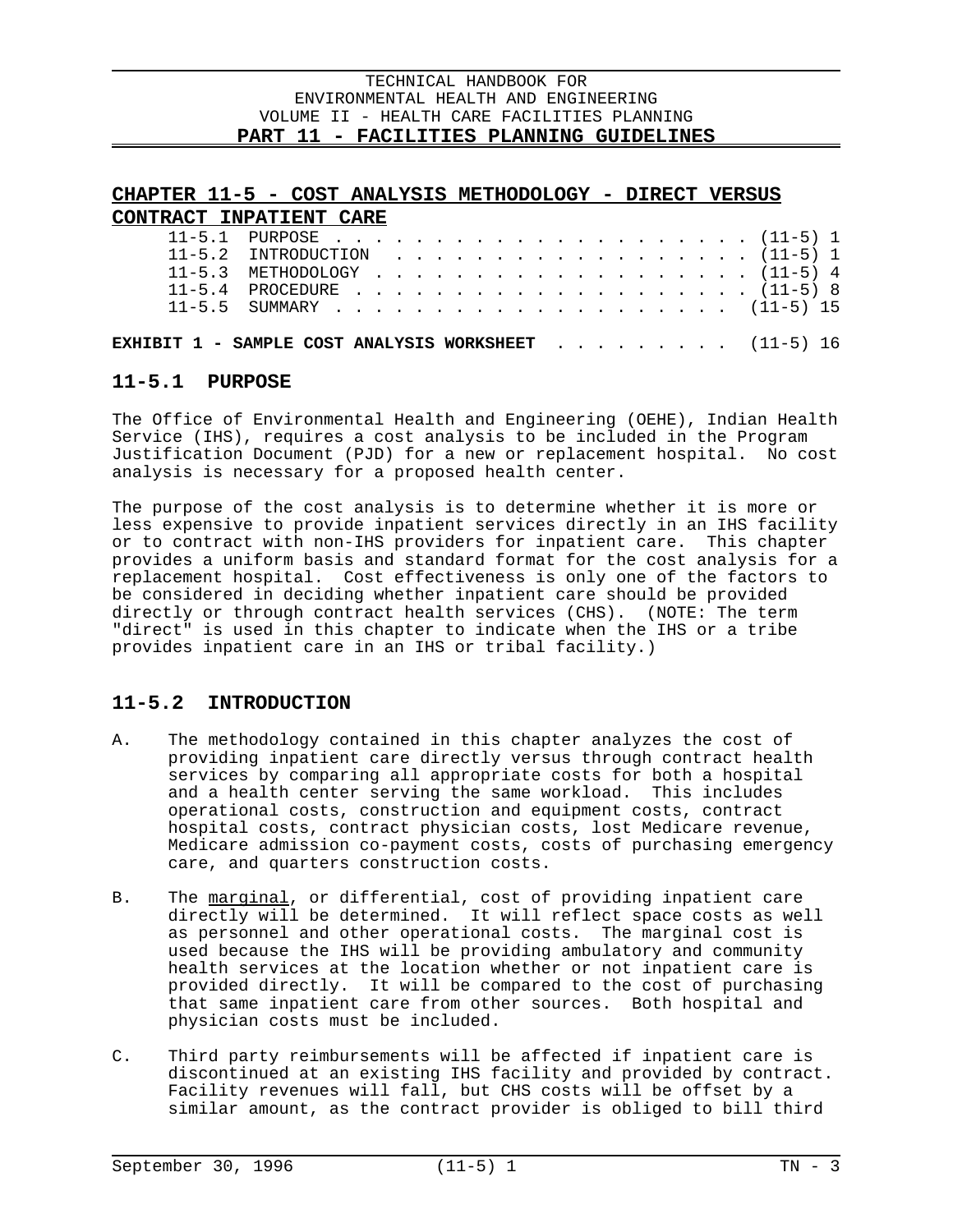## CHAPTER 11-5 - COST ANALYSIS METHODOLOGY - DIRECT VERSUS CONTRACT INPATIENT CARE

11-5.1 PURPOSE . . . . . . . . . . . . . . . . . . . . (11-5) 1
11-5.2 INTRODUCTION . . . . . . . . . . . . . . . . . . (11-5) 1
11-5.3 METHODOLOGY . . . . . . . . . . . . . . . . . . (11-5) 4
11-5.4 PROCEDURE . . . . . . . . . . . . . . . . . . . (11-5) 8
11-5.5 SUMMARY . . . . . . . . . . . . . . . . . . . . (11-5) 15

**EXHIBIT 1 - SAMPLE COST ANALYSIS WORKSHEET** . . . . . . . . . (11-5) 16

### 11-5.1 PURPOSE

The Office of Environmental Health and Engineering (OEHE), Indian Health Service (IHS), requires a cost analysis to be included in the Program Justification Document (PJD) for a new or replacement hospital. No cost analysis is necessary for a proposed health center.

The purpose of the cost analysis is to determine whether it is more or less expensive to provide inpatient services directly in an IHS facility or to contract with non-IHS providers for inpatient care. This chapter provides a uniform basis and standard format for the cost analysis for a replacement hospital. Cost effectiveness is only one of the factors to be considered in deciding whether inpatient care should be provided directly or through contract health services (CHS). (NOTE: The term "direct" is used in this chapter to indicate when the IHS or a tribe provides inpatient care in an IHS or tribal facility.)

### 11-5.2 INTRODUCTION

A. The methodology contained in this chapter analyzes the cost of providing inpatient care directly versus through contract health services by comparing all appropriate costs for both a hospital and a health center serving the same workload. This includes operational costs, construction and equipment costs, contract hospital costs, contract physician costs, lost Medicare revenue, Medicare admission co-payment costs, costs of purchasing emergency care, and quarters construction costs.

B. The marginal, or differential, cost of providing inpatient care directly will be determined. It will reflect space costs as well as personnel and other operational costs. The marginal cost is used because the IHS will be providing ambulatory and community health services at the location whether or not inpatient care is provided directly. It will be compared to the cost of purchasing that same inpatient care from other sources. Both hospital and physician costs must be included.

C. Third party reimbursements will be affected if inpatient care is discontinued at an existing IHS facility and provided by contract. Facility revenues will fall, but CHS costs will be offset by a similar amount, as the contract provider is obliged to bill third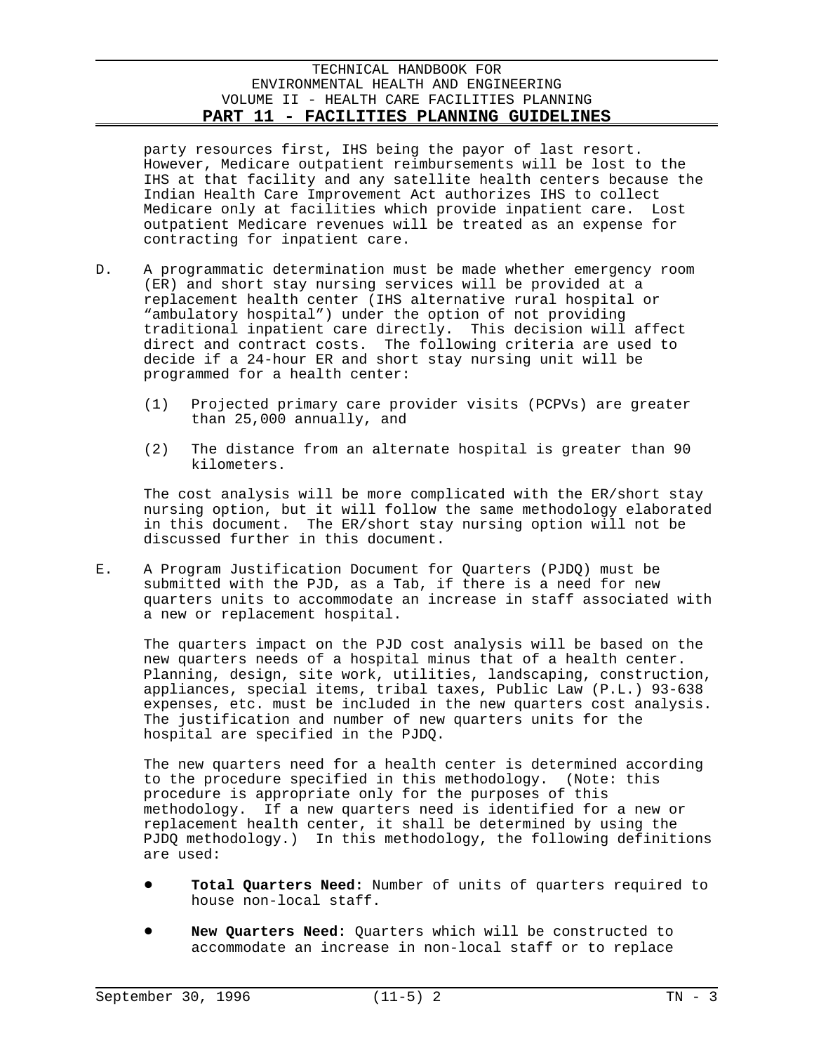party resources first, IHS being the payor of last resort. However, Medicare outpatient reimbursements will be lost to the IHS at that facility and any satellite health centers because the Indian Health Care Improvement Act authorizes IHS to collect Medicare only at facilities which provide inpatient care. Lost outpatient Medicare revenues will be treated as an expense for contracting for inpatient care.

D. A programmatic determination must be made whether emergency room (ER) and short stay nursing services will be provided at a replacement health center (IHS alternative rural hospital or "ambulatory hospital") under the option of not providing traditional inpatient care directly. This decision will affect direct and contract costs. The following criteria are used to decide if a 24-hour ER and short stay nursing unit will be programmed for a health center:

   (1) Projected primary care provider visits (PCPVs) are greater than 25,000 annually, and

   (2) The distance from an alternate hospital is greater than 90 kilometers.

   The cost analysis will be more complicated with the ER/short stay nursing option, but it will follow the same methodology elaborated in this document. The ER/short stay nursing option will not be discussed further in this document.

E. A Program Justification Document for Quarters (PJDQ) must be submitted with the PJD, as a Tab, if there is a need for new quarters units to accommodate an increase in staff associated with a new or replacement hospital.

   The quarters impact on the PJD cost analysis will be based on the new quarters needs of a hospital minus that of a health center. Planning, design, site work, utilities, landscaping, construction, appliances, special items, tribal taxes, Public Law (P.L.) 93-638 expenses, etc. must be included in the new quarters cost analysis. The justification and number of new quarters units for the hospital are specified in the PJDQ.

   The new quarters need for a health center is determined according to the procedure specified in this methodology. (Note: this procedure is appropriate only for the purposes of this methodology. If a new quarters need is identified for a new or replacement health center, it shall be determined by using the PJDQ methodology.) In this methodology, the following definitions are used:

   - **Total Quarters Need:** Number of units of quarters required to house non-local staff.

   - **New Quarters Need:** Quarters which will be constructed to accommodate an increase in non-local staff or to replace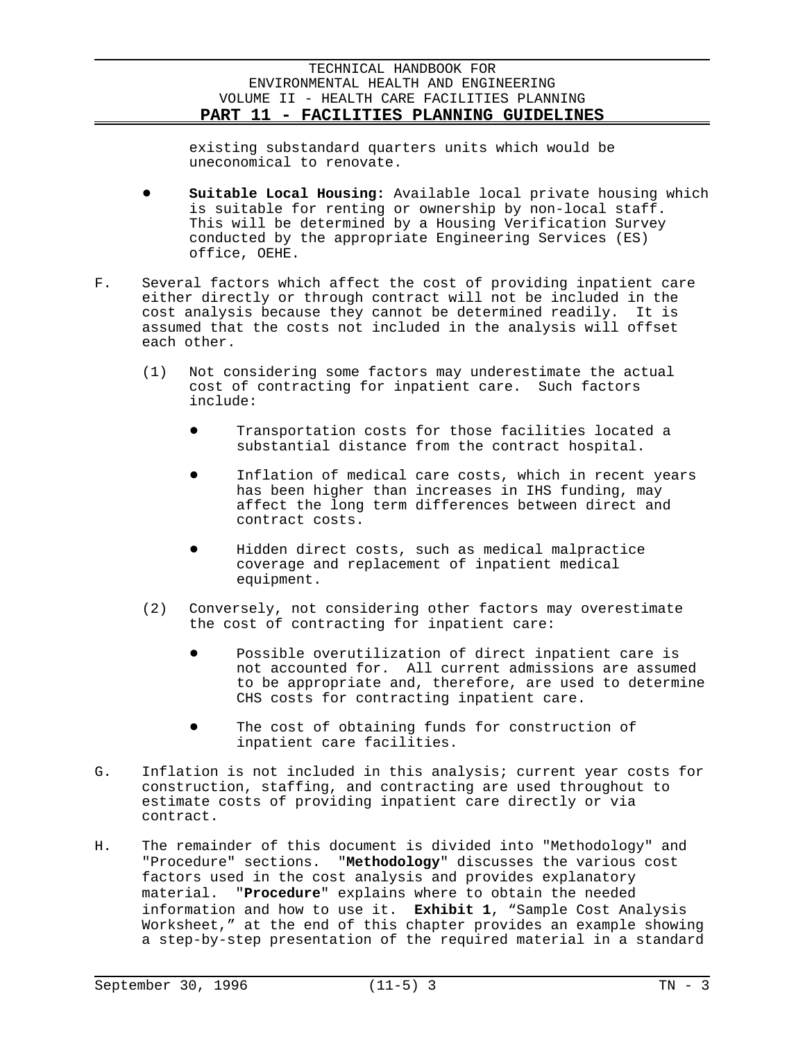existing substandard quarters units which would be uneconomical to renovate.

- **Suitable Local Housing:** Available local private housing which is suitable for renting or ownership by non-local staff. This will be determined by a Housing Verification Survey conducted by the appropriate Engineering Services (ES) office, OEHE.

F. Several factors which affect the cost of providing inpatient care either directly or through contract will not be included in the cost analysis because they cannot be determined readily. It is assumed that the costs not included in the analysis will offset each other.

   (1) Not considering some factors may underestimate the actual cost of contracting for inpatient care. Such factors include:

   - Transportation costs for those facilities located a substantial distance from the contract hospital.

   - Inflation of medical care costs, which in recent years has been higher than increases in IHS funding, may affect the long term differences between direct and contract costs.

   - Hidden direct costs, such as medical malpractice coverage and replacement of inpatient medical equipment.

   (2) Conversely, not considering other factors may overestimate the cost of contracting for inpatient care:

   - Possible overutilization of direct inpatient care is not accounted for. All current admissions are assumed to be appropriate and, therefore, are used to determine CHS costs for contracting inpatient care.

   - The cost of obtaining funds for construction of inpatient care facilities.

G. Inflation is not included in this analysis; current year costs for construction, staffing, and contracting are used throughout to estimate costs of providing inpatient care directly or via contract.

H. The remainder of this document is divided into "Methodology" and "Procedure" sections. "**Methodology**" discusses the various cost factors used in the cost analysis and provides explanatory material. "**Procedure**" explains where to obtain the needed information and how to use it. **Exhibit 1**, "Sample Cost Analysis Worksheet," at the end of this chapter provides an example showing a step-by-step presentation of the required material in a standard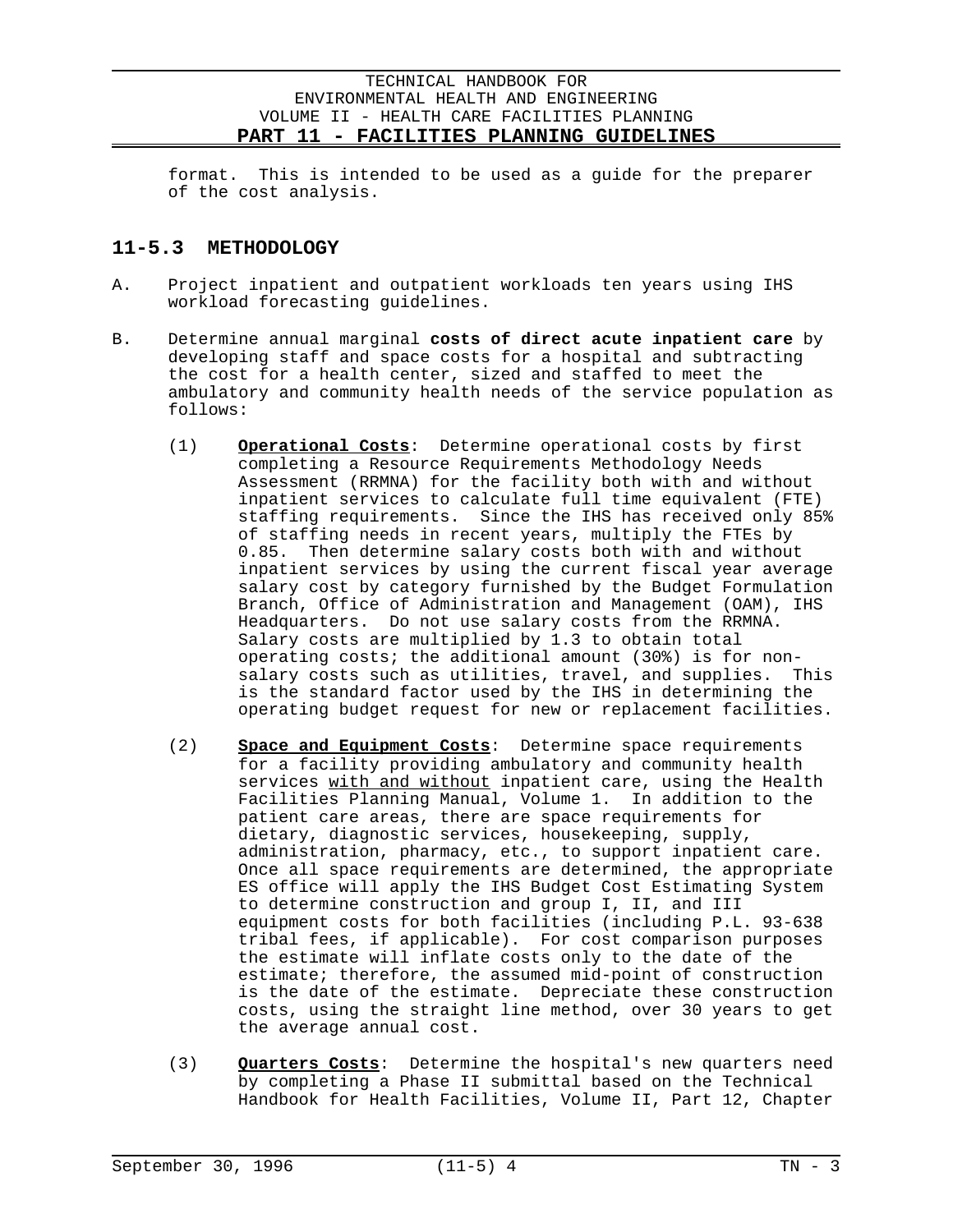format. This is intended to be used as a guide for the preparer of the cost analysis.

## 11-5.3 METHODOLOGY

A. Project inpatient and outpatient workloads ten years using IHS workload forecasting guidelines.

B. Determine annual marginal **costs of direct acute inpatient care** by developing staff and space costs for a hospital and subtracting the cost for a health center, sized and staffed to meet the ambulatory and community health needs of the service population as follows:

   (1) **Operational Costs**: Determine operational costs by first completing a Resource Requirements Methodology Needs Assessment (RRMNA) for the facility both with and without inpatient services to calculate full time equivalent (FTE) staffing requirements. Since the IHS has received only 85% of staffing needs in recent years, multiply the FTEs by 0.85. Then determine salary costs both with and without inpatient services by using the current fiscal year average salary cost by category furnished by the Budget Formulation Branch, Office of Administration and Management (OAM), IHS Headquarters. Do not use salary costs from the RRMNA. Salary costs are multiplied by 1.3 to obtain total operating costs; the additional amount (30%) is for non-salary costs such as utilities, travel, and supplies. This is the standard factor used by the IHS in determining the operating budget request for new or replacement facilities.

   (2) **Space and Equipment Costs**: Determine space requirements for a facility providing ambulatory and community health services with and without inpatient care, using the Health Facilities Planning Manual, Volume 1. In addition to the patient care areas, there are space requirements for dietary, diagnostic services, housekeeping, supply, administration, pharmacy, etc., to support inpatient care. Once all space requirements are determined, the appropriate ES office will apply the IHS Budget Cost Estimating System to determine construction and group I, II, and III equipment costs for both facilities (including P.L. 93-638 tribal fees, if applicable). For cost comparison purposes the estimate will inflate costs only to the date of the estimate; therefore, the assumed mid-point of construction is the date of the estimate. Depreciate these construction costs, using the straight line method, over 30 years to get the average annual cost.

   (3) **Quarters Costs**: Determine the hospital's new quarters need by completing a Phase II submittal based on the Technical Handbook for Health Facilities, Volume II, Part 12, Chapter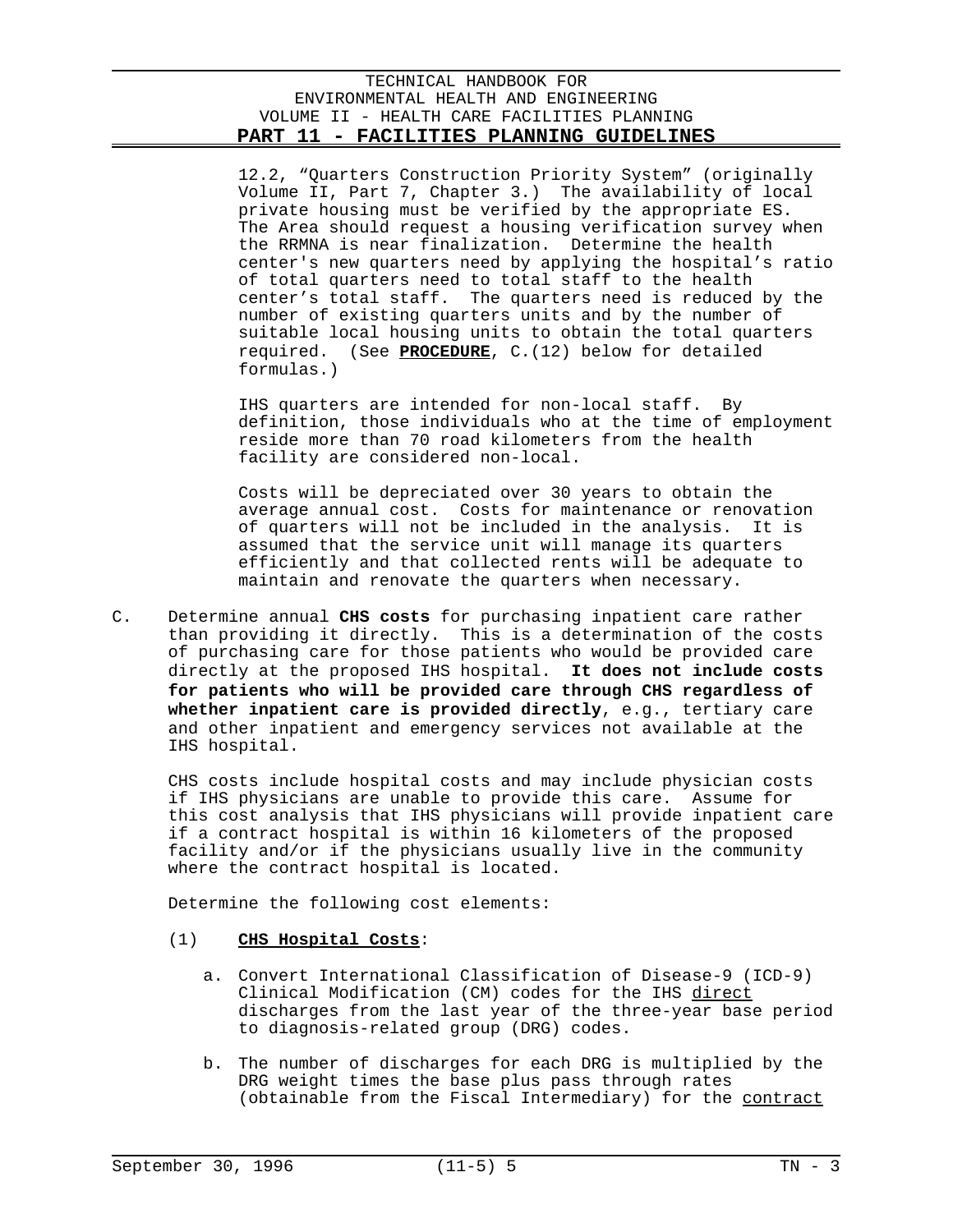12.2, “Quarters Construction Priority System” (originally Volume II, Part 7, Chapter 3.) The availability of local private housing must be verified by the appropriate ES. The Area should request a housing verification survey when the RRMNA is near finalization. Determine the health center's new quarters need by applying the hospital’s ratio of total quarters need to total staff to the health center’s total staff. The quarters need is reduced by the number of existing quarters units and by the number of suitable local housing units to obtain the total quarters required. (See **PROCEDURE**, C.(12) below for detailed formulas.)

IHS quarters are intended for non-local staff. By definition, those individuals who at the time of employment reside more than 70 road kilometers from the health facility are considered non-local.

Costs will be depreciated over 30 years to obtain the average annual cost. Costs for maintenance or renovation of quarters will not be included in the analysis. It is assumed that the service unit will manage its quarters efficiently and that collected rents will be adequate to maintain and renovate the quarters when necessary.

C. Determine annual **CHS costs** for purchasing inpatient care rather than providing it directly. This is a determination of the costs of purchasing care for those patients who would be provided care directly at the proposed IHS hospital. **It does not include costs for patients who will be provided care through CHS regardless of whether inpatient care is provided directly**, e.g., tertiary care and other inpatient and emergency services not available at the IHS hospital.

CHS costs include hospital costs and may include physician costs if IHS physicians are unable to provide this care. Assume for this cost analysis that IHS physicians will provide inpatient care if a contract hospital is within 16 kilometers of the proposed facility and/or if the physicians usually live in the community where the contract hospital is located.

Determine the following cost elements:

(1) **CHS Hospital Costs**:

a. Convert International Classification of Disease-9 (ICD-9) Clinical Modification (CM) codes for the IHS direct discharges from the last year of the three-year base period to diagnosis-related group (DRG) codes.

b. The number of discharges for each DRG is multiplied by the DRG weight times the base plus pass through rates (obtainable from the Fiscal Intermediary) for the contract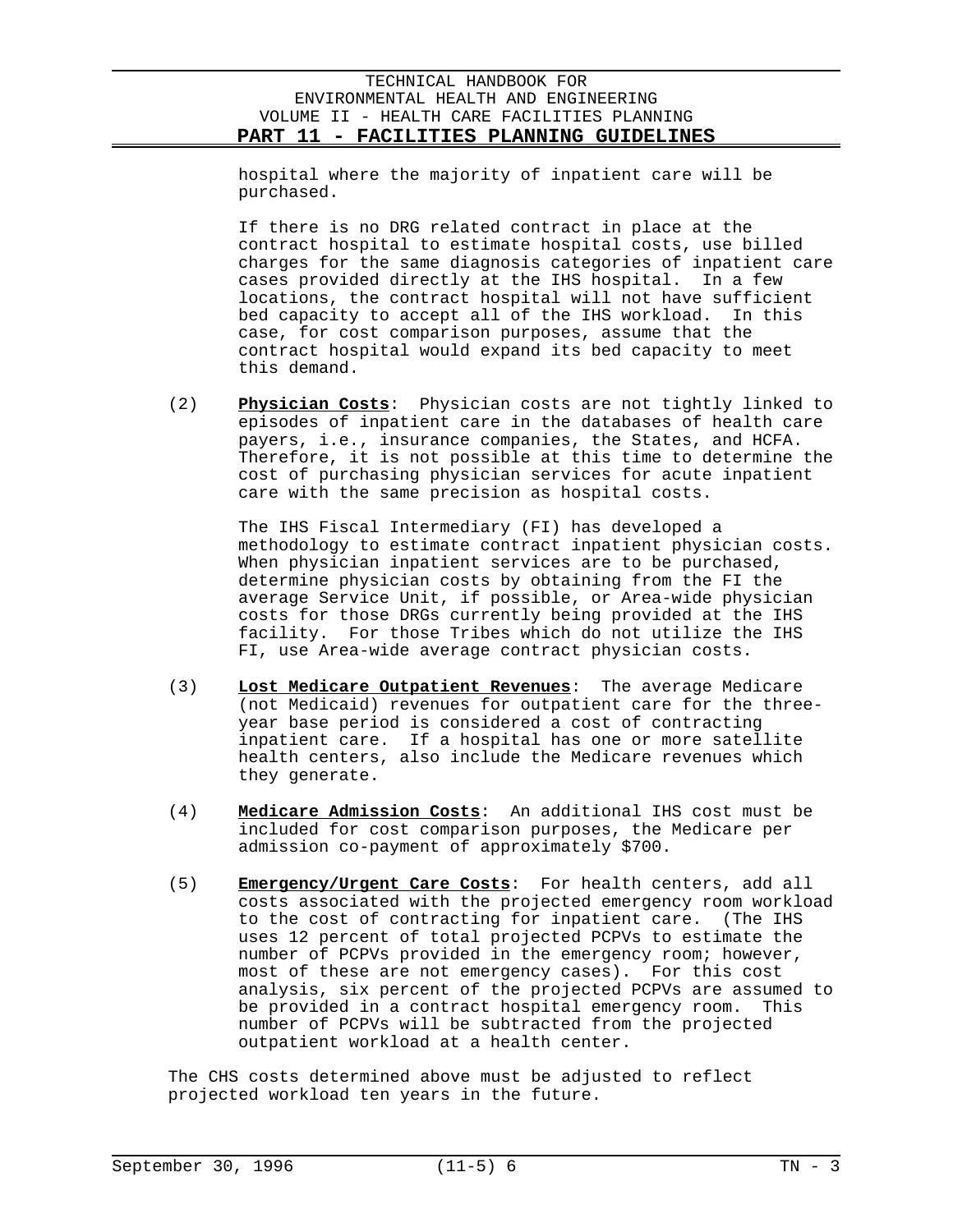hospital where the majority of inpatient care will be purchased.

If there is no DRG related contract in place at the contract hospital to estimate hospital costs, use billed charges for the same diagnosis categories of inpatient care cases provided directly at the IHS hospital. In a few locations, the contract hospital will not have sufficient bed capacity to accept all of the IHS workload. In this case, for cost comparison purposes, assume that the contract hospital would expand its bed capacity to meet this demand.

(2) **Physician Costs**: Physician costs are not tightly linked to episodes of inpatient care in the databases of health care payers, i.e., insurance companies, the States, and HCFA. Therefore, it is not possible at this time to determine the cost of purchasing physician services for acute inpatient care with the same precision as hospital costs.

The IHS Fiscal Intermediary (FI) has developed a methodology to estimate contract inpatient physician costs. When physician inpatient services are to be purchased, determine physician costs by obtaining from the FI the average Service Unit, if possible, or Area-wide physician costs for those DRGs currently being provided at the IHS facility. For those Tribes which do not utilize the IHS FI, use Area-wide average contract physician costs.

(3) **Lost Medicare Outpatient Revenues**: The average Medicare (not Medicaid) revenues for outpatient care for the three-year base period is considered a cost of contracting inpatient care. If a hospital has one or more satellite health centers, also include the Medicare revenues which they generate.

(4) **Medicare Admission Costs**: An additional IHS cost must be included for cost comparison purposes, the Medicare per admission co-payment of approximately $700.

(5) **Emergency/Urgent Care Costs**: For health centers, add all costs associated with the projected emergency room workload to the cost of contracting for inpatient care. (The IHS uses 12 percent of total projected PCPVs to estimate the number of PCPVs provided in the emergency room; however, most of these are not emergency cases). For this cost analysis, six percent of the projected PCPVs are assumed to be provided in a contract hospital emergency room. This number of PCPVs will be subtracted from the projected outpatient workload at a health center.

The CHS costs determined above must be adjusted to reflect projected workload ten years in the future.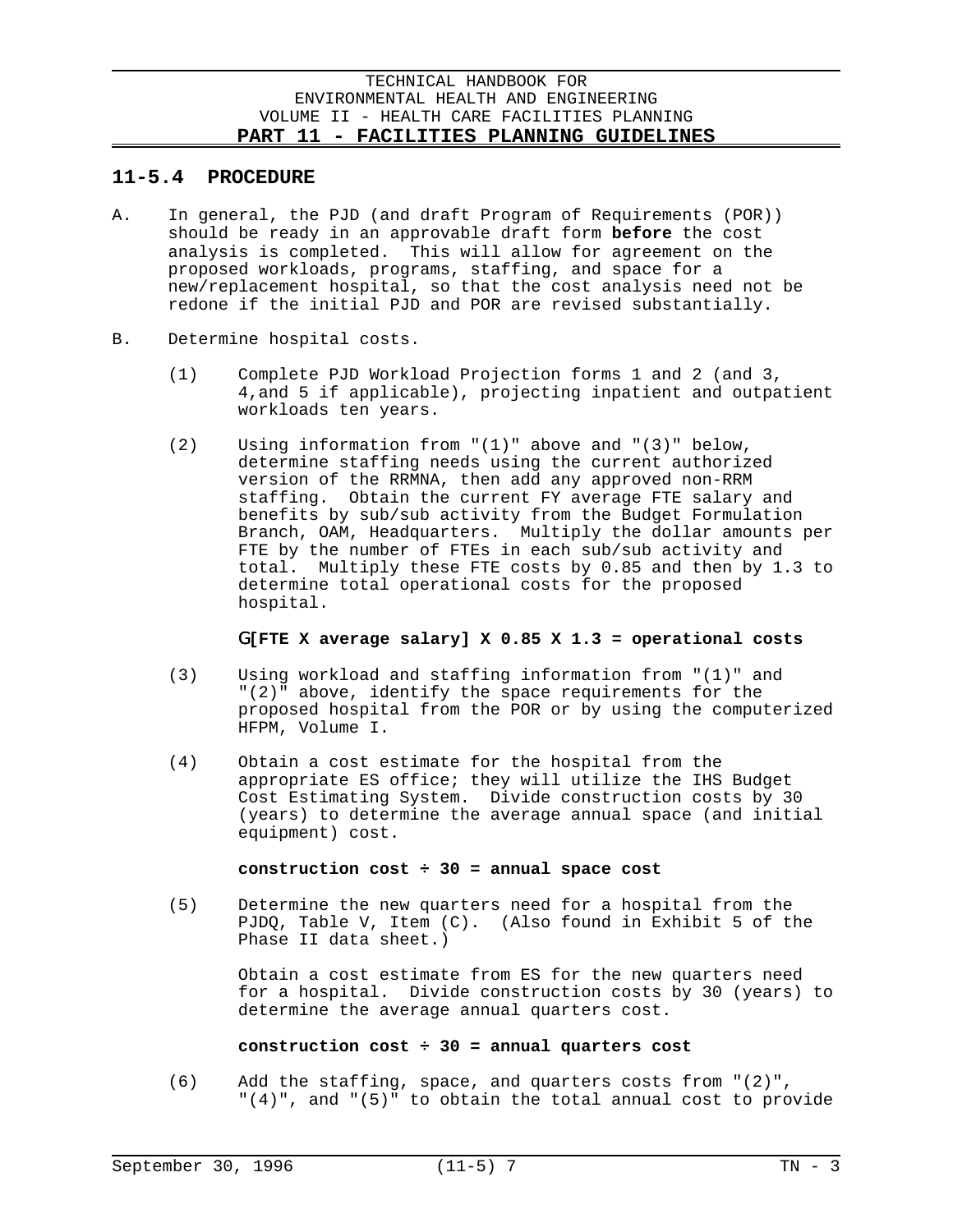## 11-5.4 PROCEDURE

A. In general, the PJD (and draft Program of Requirements (POR)) should be ready in an approvable draft form **before** the cost analysis is completed. This will allow for agreement on the proposed workloads, programs, staffing, and space for a new/replacement hospital, so that the cost analysis need not be redone if the initial PJD and POR are revised substantially.

B. Determine hospital costs.

   (1) Complete PJD Workload Projection forms 1 and 2 (and 3, 4,and 5 if applicable), projecting inpatient and outpatient workloads ten years.

   (2) Using information from "(1)" above and "(3)" below, determine staffing needs using the current authorized version of the RRMNA, then add any approved non-RRM staffing. Obtain the current FY average FTE salary and benefits by sub/sub activity from the Budget Formulation Branch, OAM, Headquarters. Multiply the dollar amounts per FTE by the number of FTEs in each sub/sub activity and total. Multiply these FTE costs by 0.85 and then by 1.3 to determine total operational costs for the proposed hospital.

   **$\Sigma$[FTE X average salary] X 0.85 X 1.3 = operational costs**

   (3) Using workload and staffing information from "(1)" and "(2)" above, identify the space requirements for the proposed hospital from the POR or by using the computerized HFPM, Volume I.

   (4) Obtain a cost estimate for the hospital from the appropriate ES office; they will utilize the IHS Budget Cost Estimating System. Divide construction costs by 30 (years) to determine the average annual space (and initial equipment) cost.

   **construction cost ÷ 30 = annual space cost**

   (5) Determine the new quarters need for a hospital from the PJDQ, Table V, Item (C). (Also found in Exhibit 5 of the Phase II data sheet.)

   Obtain a cost estimate from ES for the new quarters need for a hospital. Divide construction costs by 30 (years) to determine the average annual quarters cost.

   **construction cost ÷ 30 = annual quarters cost**

   (6) Add the staffing, space, and quarters costs from "(2)", "(4)", and "(5)" to obtain the total annual cost to provide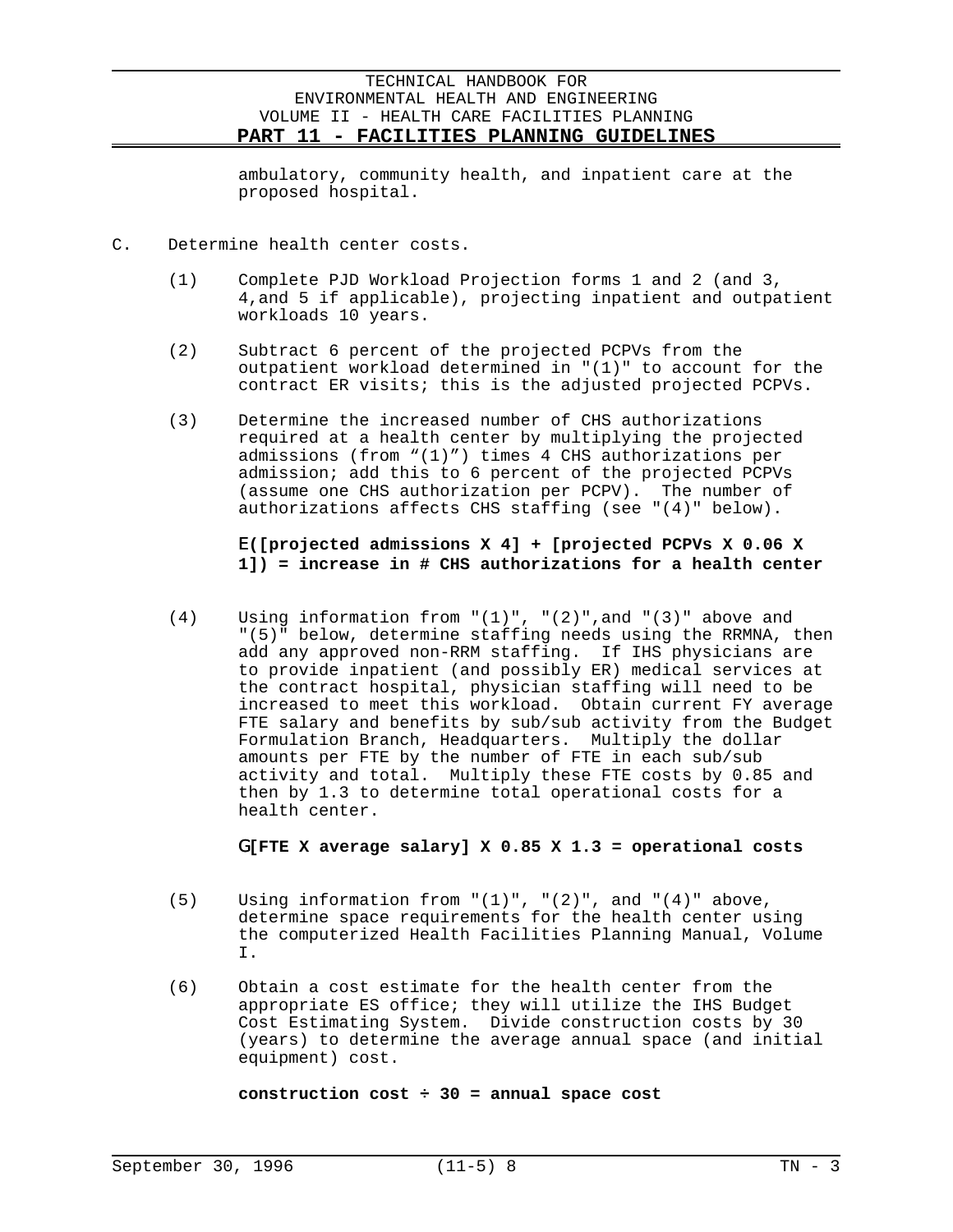ambulatory, community health, and inpatient care at the proposed hospital.

C. Determine health center costs.

(1) Complete PJD Workload Projection forms 1 and 2 (and 3, 4,and 5 if applicable), projecting inpatient and outpatient workloads 10 years.

(2) Subtract 6 percent of the projected PCPVs from the outpatient workload determined in "(1)" to account for the contract ER visits; this is the adjusted projected PCPVs.

(3) Determine the increased number of CHS authorizations required at a health center by multiplying the projected admissions (from "(1)") times 4 CHS authorizations per admission; add this to 6 percent of the projected PCPVs (assume one CHS authorization per PCPV). The number of authorizations affects CHS staffing (see "(4)" below).

**E([projected admissions X 4] + [projected PCPVs X 0.06 X 1]) = increase in # CHS authorizations for a health center**

(4) Using information from "(1)", "(2)",and "(3)" above and "(5)" below, determine staffing needs using the RRMNA, then add any approved non-RRM staffing. If IHS physicians are to provide inpatient (and possibly ER) medical services at the contract hospital, physician staffing will need to be increased to meet this workload. Obtain current FY average FTE salary and benefits by sub/sub activity from the Budget Formulation Branch, Headquarters. Multiply the dollar amounts per FTE by the number of FTE in each sub/sub activity and total. Multiply these FTE costs by 0.85 and then by 1.3 to determine total operational costs for a health center.

**G[FTE X average salary] X 0.85 X 1.3 = operational costs**

(5) Using information from "(1)", "(2)", and "(4)" above, determine space requirements for the health center using the computerized Health Facilities Planning Manual, Volume I.

(6) Obtain a cost estimate for the health center from the appropriate ES office; they will utilize the IHS Budget Cost Estimating System. Divide construction costs by 30 (years) to determine the average annual space (and initial equipment) cost.

**construction cost ÷ 30 = annual space cost**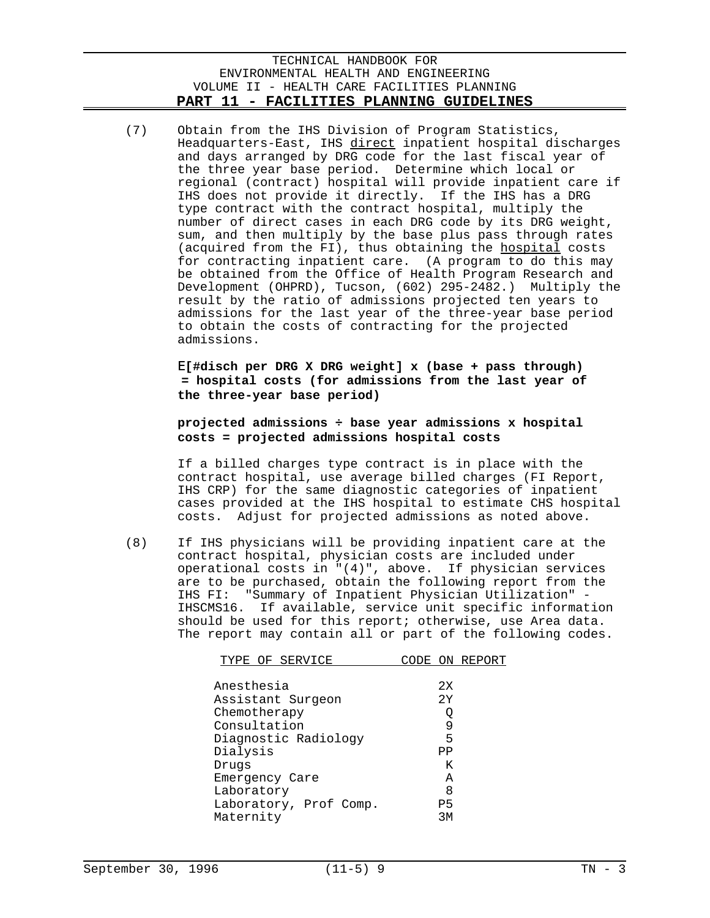(7) Obtain from the IHS Division of Program Statistics, Headquarters-East, IHS <u>direct</u> inpatient hospital discharges and days arranged by DRG code for the last fiscal year of the three year base period. Determine which local or regional (contract) hospital will provide inpatient care if IHS does not provide it directly. If the IHS has a DRG type contract with the contract hospital, multiply the number of direct cases in each DRG code by its DRG weight, sum, and then multiply by the base plus pass through rates (acquired from the FI), thus obtaining the <u>hospital</u> costs for contracting inpatient care. (A program to do this may be obtained from the Office of Health Program Research and Development (OHPRD), Tucson, (602) 295-2482.) Multiply the result by the ratio of admissions projected ten years to admissions for the last year of the three-year base period to obtain the costs of contracting for the projected admissions.

**E[#disch per DRG X DRG weight] x (base + pass through) = hospital costs (for admissions from the last year of the three-year base period)**

**projected admissions ÷ base year admissions x hospital costs = projected admissions hospital costs**

If a billed charges type contract is in place with the contract hospital, use average billed charges (FI Report, IHS CRP) for the same diagnostic categories of inpatient cases provided at the IHS hospital to estimate CHS hospital costs. Adjust for projected admissions as noted above.

(8) If IHS physicians will be providing inpatient care at the contract hospital, physician costs are included under operational costs in "(4)", above. If physician services are to be purchased, obtain the following report from the IHS FI: "Summary of Inpatient Physician Utilization" - IHSCMS16. If available, service unit specific information should be used for this report; otherwise, use Area data. The report may contain all or part of the following codes.

| TYPE OF SERVICE | CODE ON REPORT |
|---|---|
| Anesthesia | 2X |
| Assistant Surgeon | 2Y |
| Chemotherapy | Q |
| Consultation | 9 |
| Diagnostic Radiology | 5 |
| Dialysis | PP |
| Drugs | K |
| Emergency Care | A |
| Laboratory | 8 |
| Laboratory, Prof Comp. | P5 |
| Maternity | 3M |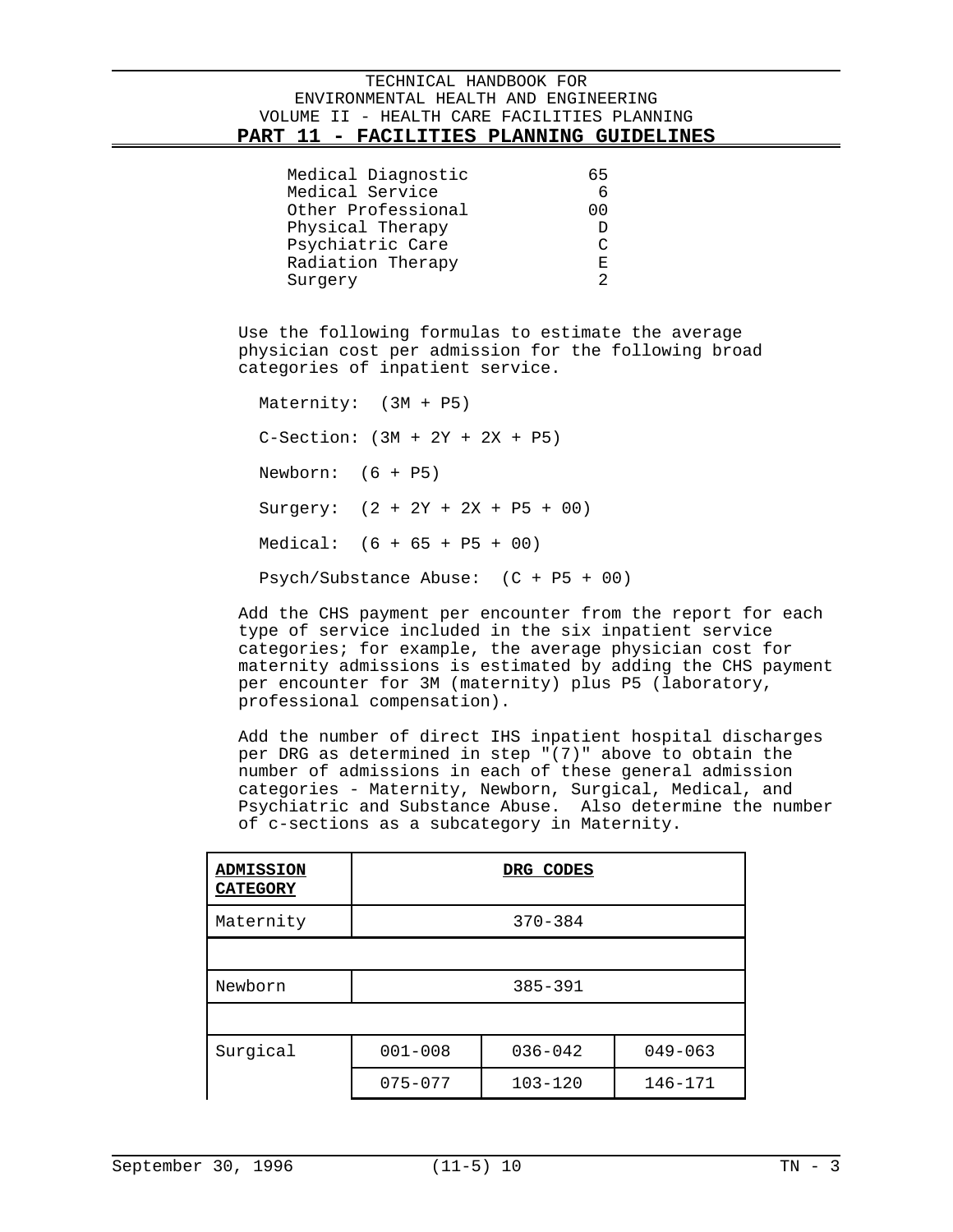| | |
|---|---|
| Medical Diagnostic | 65 |
| Medical Service | 6 |
| Other Professional | 00 |
| Physical Therapy | D |
| Psychiatric Care | C |
| Radiation Therapy | E |
| Surgery | 2 |

Use the following formulas to estimate the average physician cost per admission for the following broad categories of inpatient service.

Maternity: (3M + P5)

C-Section: (3M + 2Y + 2X + P5)

Newborn: (6 + P5)

Surgery: (2 + 2Y + 2X + P5 + 00)

Medical: (6 + 65 + P5 + 00)

Psych/Substance Abuse: (C + P5 + 00)

Add the CHS payment per encounter from the report for each type of service included in the six inpatient service categories; for example, the average physician cost for maternity admissions is estimated by adding the CHS payment per encounter for 3M (maternity) plus P5 (laboratory, professional compensation).

Add the number of direct IHS inpatient hospital discharges per DRG as determined in step "(7)" above to obtain the number of admissions in each of these general admission categories - Maternity, Newborn, Surgical, Medical, and Psychiatric and Substance Abuse. Also determine the number of c-sections as a subcategory in Maternity.

| **ADMISSION CATEGORY** | **DRG CODES** | | |
|---|---|---|---|
| Maternity | 370-384 | | |
| | | | |
| Newborn | 385-391 | | |
| | | | |
| Surgical | 001-008 | 036-042 | 049-063 |
| | 075-077 | 103-120 | 146-171 |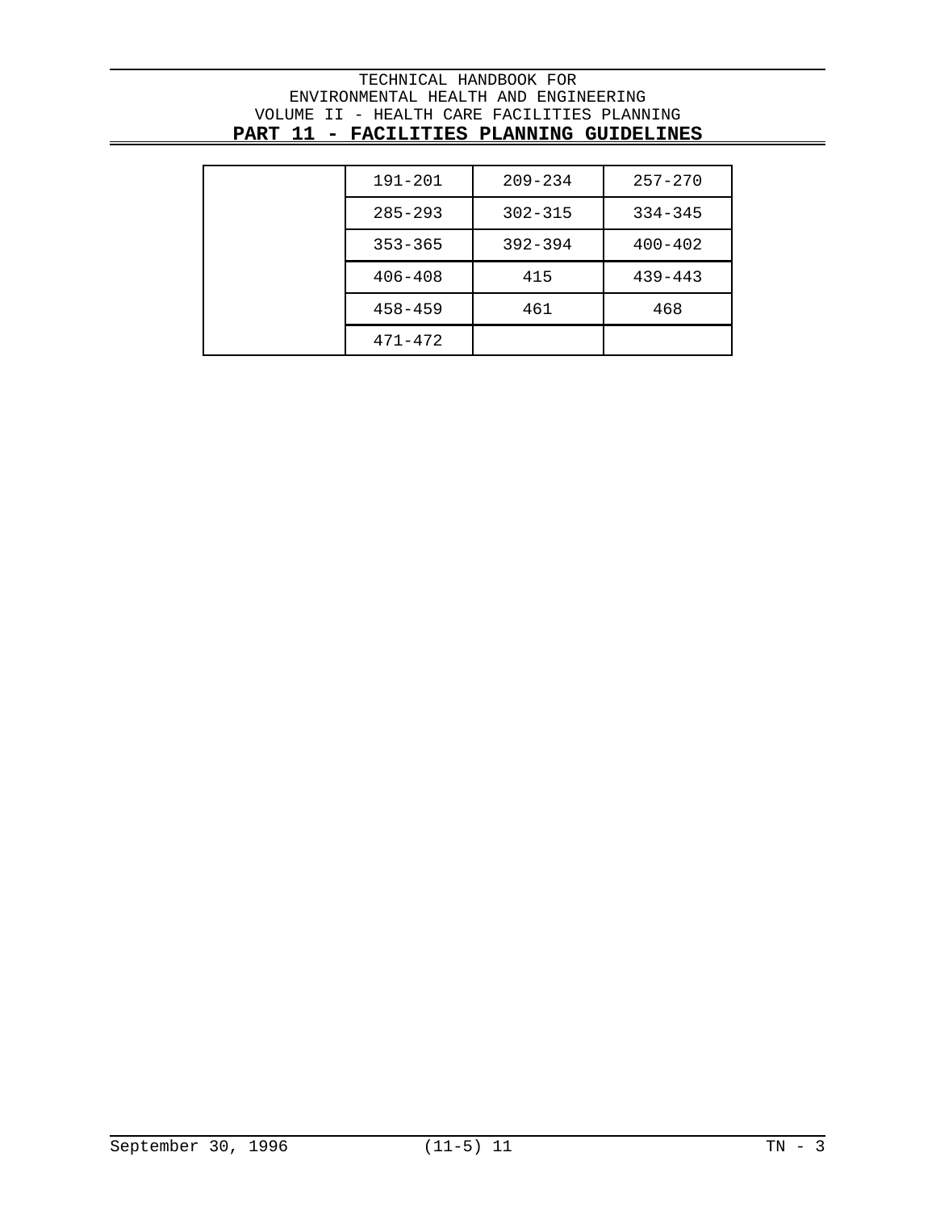| | | | |
|---|---|---|---|
| | 191-201 | 209-234 | 257-270 |
| | 285-293 | 302-315 | 334-345 |
| | 353-365 | 392-394 | 400-402 |
| | 406-408 | 415 | 439-443 |
| | 458-459 | 461 | 468 |
| | 471-472 | | |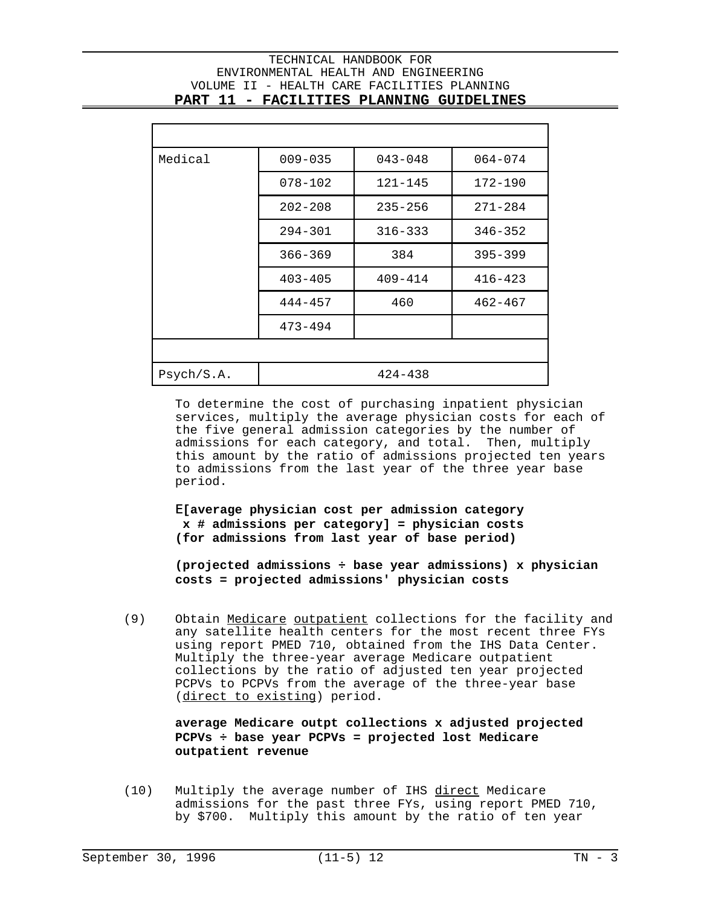| | | | |
|---|---|---|---|
| Medical | 009-035 | 043-048 | 064-074 |
| | 078-102 | 121-145 | 172-190 |
| | 202-208 | 235-256 | 271-284 |
| | 294-301 | 316-333 | 346-352 |
| | 366-369 | 384 | 395-399 |
| | 403-405 | 409-414 | 416-423 |
| | 444-457 | 460 | 462-467 |
| | 473-494 | | |
| | | | |
| Psych/S.A. | 424-438 | | |

To determine the cost of purchasing inpatient physician services, multiply the average physician costs for each of the five general admission categories by the number of admissions for each category, and total. Then, multiply this amount by the ratio of admissions projected ten years to admissions from the last year of the three year base period.

**E[average physician cost per admission category x # admissions per category] = physician costs (for admissions from last year of base period)**

**(projected admissions ÷ base year admissions) x physician costs = projected admissions' physician costs**

(9) Obtain Medicare outpatient collections for the facility and any satellite health centers for the most recent three FYs using report PMED 710, obtained from the IHS Data Center. Multiply the three-year average Medicare outpatient collections by the ratio of adjusted ten year projected PCPVs to PCPVs from the average of the three-year base (direct to existing) period.

**average Medicare outpt collections x adjusted projected PCPVs ÷ base year PCPVs = projected lost Medicare outpatient revenue**

(10) Multiply the average number of IHS direct Medicare admissions for the past three FYs, using report PMED 710, by $700. Multiply this amount by the ratio of ten year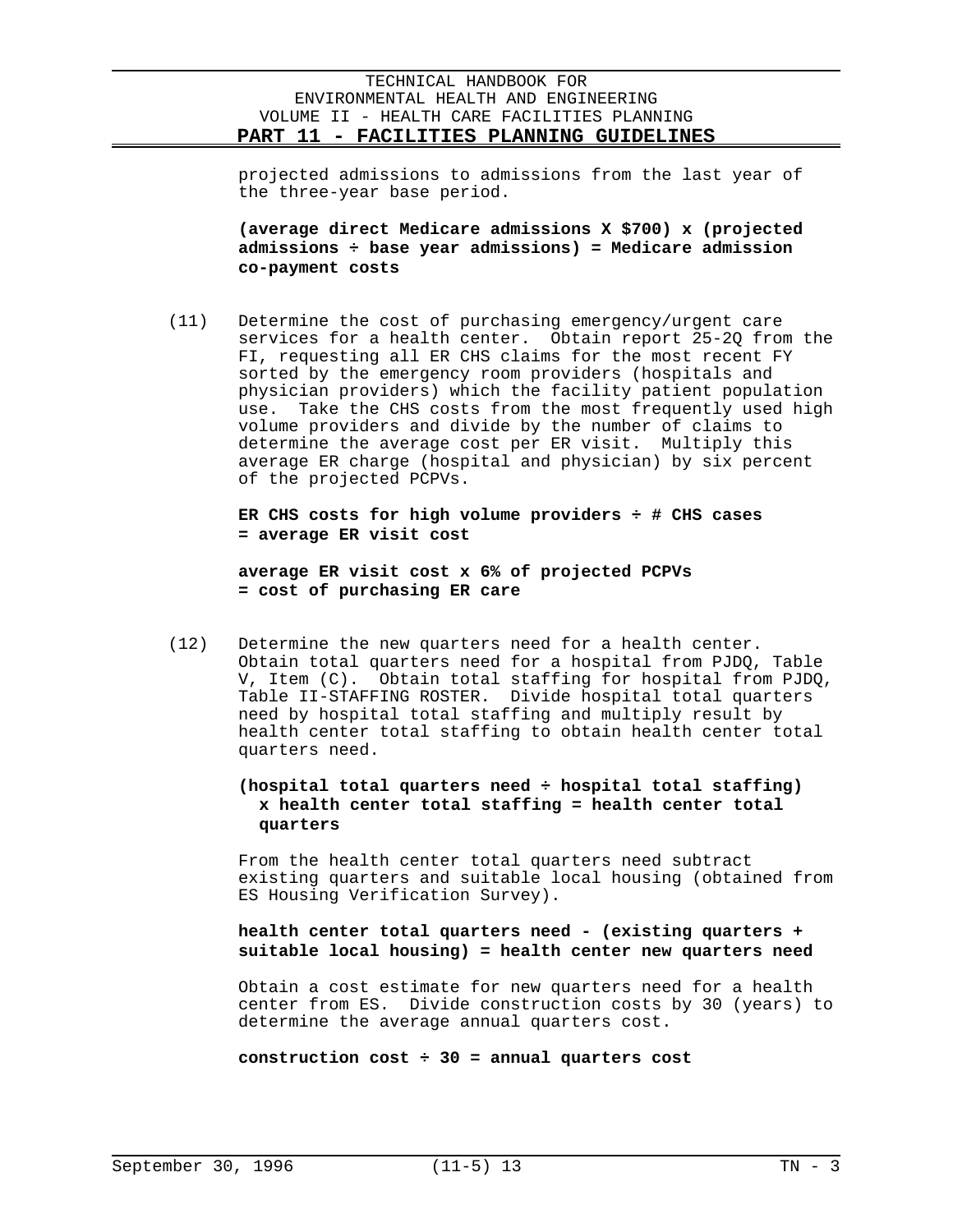projected admissions to admissions from the last year of the three-year base period.

**(average direct Medicare admissions X $700) x (projected admissions ÷ base year admissions) = Medicare admission co-payment costs**

(11) Determine the cost of purchasing emergency/urgent care services for a health center. Obtain report 25-2Q from the FI, requesting all ER CHS claims for the most recent FY sorted by the emergency room providers (hospitals and physician providers) which the facility patient population use. Take the CHS costs from the most frequently used high volume providers and divide by the number of claims to determine the average cost per ER visit. Multiply this average ER charge (hospital and physician) by six percent of the projected PCPVs.

**ER CHS costs for high volume providers ÷ # CHS cases = average ER visit cost**

**average ER visit cost x 6% of projected PCPVs = cost of purchasing ER care**

(12) Determine the new quarters need for a health center. Obtain total quarters need for a hospital from PJDQ, Table V, Item (C). Obtain total staffing for hospital from PJDQ, Table II-STAFFING ROSTER. Divide hospital total quarters need by hospital total staffing and multiply result by health center total staffing to obtain health center total quarters need.

**(hospital total quarters need ÷ hospital total staffing) x health center total staffing = health center total quarters**

From the health center total quarters need subtract existing quarters and suitable local housing (obtained from ES Housing Verification Survey).

**health center total quarters need - (existing quarters + suitable local housing) = health center new quarters need**

Obtain a cost estimate for new quarters need for a health center from ES. Divide construction costs by 30 (years) to determine the average annual quarters cost.

**construction cost ÷ 30 = annual quarters cost**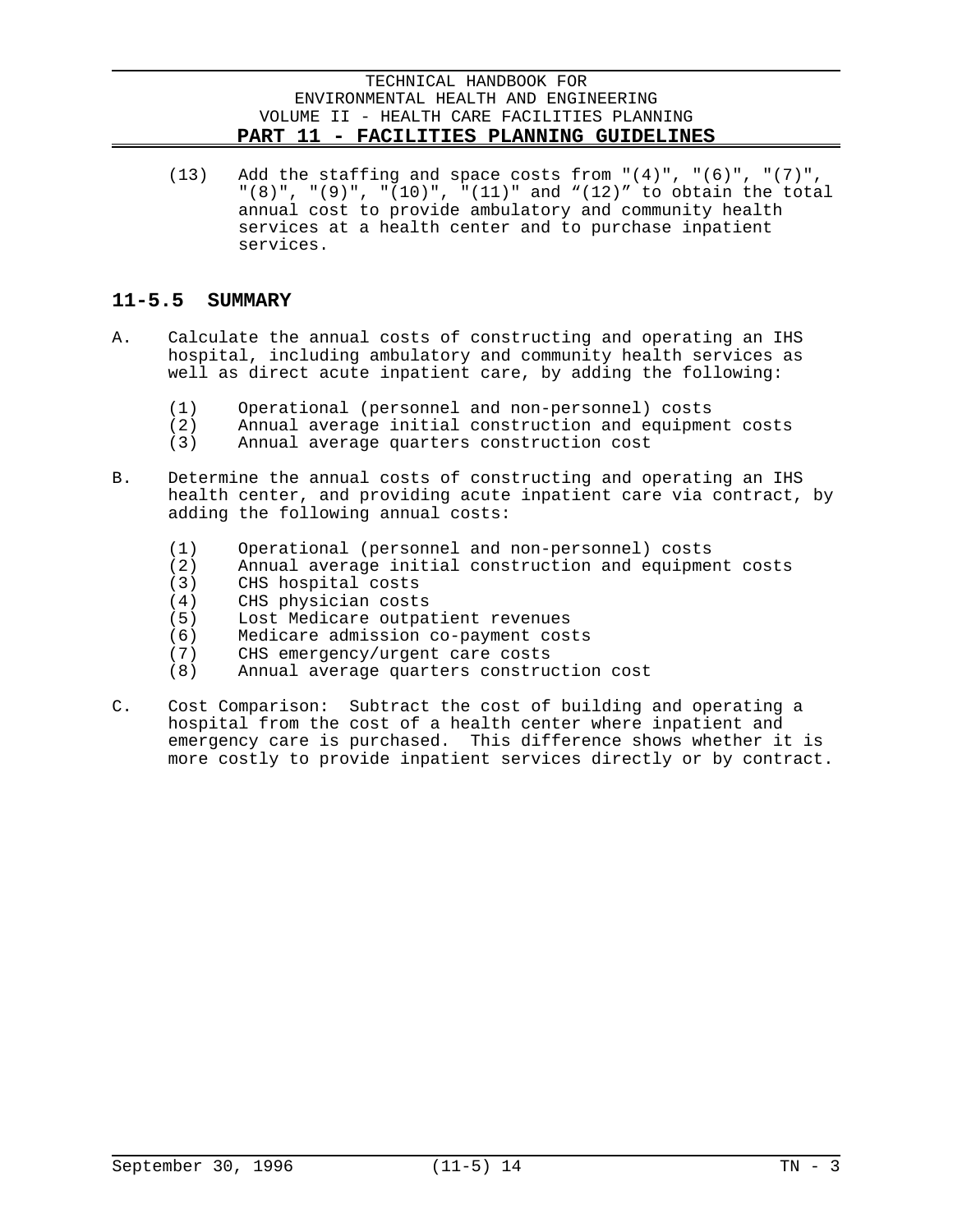(13) Add the staffing and space costs from "(4)", "(6)", "(7)", "(8)", "(9)", "(10)", "(11)" and "(12)" to obtain the total annual cost to provide ambulatory and community health services at a health center and to purchase inpatient services.

## 11-5.5 SUMMARY

A. Calculate the annual costs of constructing and operating an IHS hospital, including ambulatory and community health services as well as direct acute inpatient care, by adding the following:

   (1) Operational (personnel and non-personnel) costs
   (2) Annual average initial construction and equipment costs
   (3) Annual average quarters construction cost

B. Determine the annual costs of constructing and operating an IHS health center, and providing acute inpatient care via contract, by adding the following annual costs:

   (1) Operational (personnel and non-personnel) costs
   (2) Annual average initial construction and equipment costs
   (3) CHS hospital costs
   (4) CHS physician costs
   (5) Lost Medicare outpatient revenues
   (6) Medicare admission co-payment costs
   (7) CHS emergency/urgent care costs
   (8) Annual average quarters construction cost

C. Cost Comparison: Subtract the cost of building and operating a hospital from the cost of a health center where inpatient and emergency care is purchased. This difference shows whether it is more costly to provide inpatient services directly or by contract.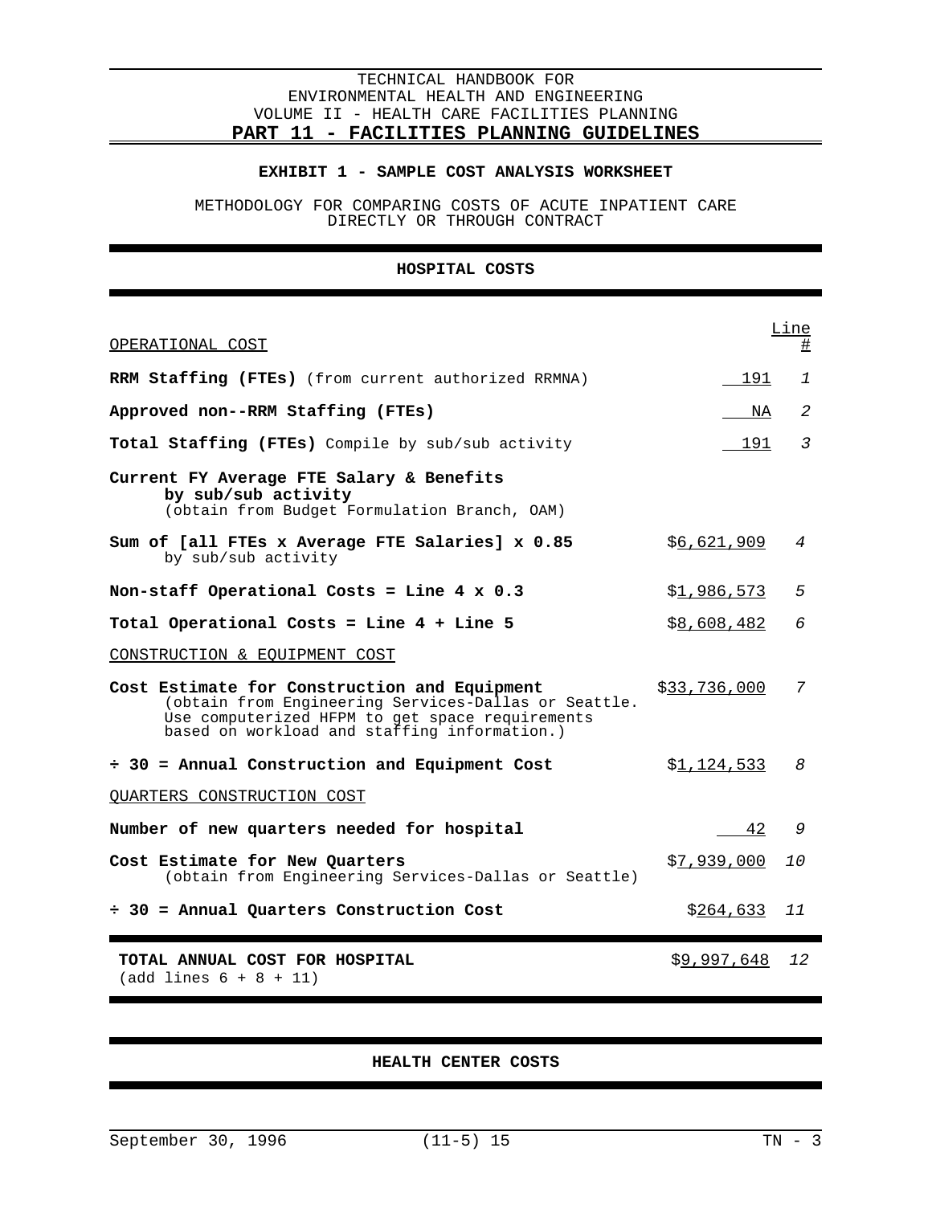### EXHIBIT 1 - SAMPLE COST ANALYSIS WORKSHEET

METHODOLOGY FOR COMPARING COSTS OF ACUTE INPATIENT CARE DIRECTLY OR THROUGH CONTRACT

## HOSPITAL COSTS

| OPERATIONAL COST | | Line # |
|---|---|---|
| **RRM Staffing (FTEs)** (from current authorized RRMNA) | 191 | *1* |
| **Approved non--RRM Staffing (FTEs)** | NA | *2* |
| **Total Staffing (FTEs)** Compile by sub/sub activity | 191 | *3* |
| **Current FY Average FTE Salary & Benefits by sub/sub activity** (obtain from Budget Formulation Branch, OAM) | | |
| **Sum of [all FTEs x Average FTE Salaries] x 0.85** by sub/sub activity | $6,621,909 | *4* |
| **Non-staff Operational Costs = Line 4 x 0.3** | $1,986,573 | *5* |
| **Total Operational Costs = Line 4 + Line 5** | $8,608,482 | *6* |
| CONSTRUCTION & EQUIPMENT COST | | |
| **Cost Estimate for Construction and Equipment** (obtain from Engineering Services-Dallas or Seattle. Use computerized HFPM to get space requirements based on workload and staffing information.) | $33,736,000 | *7* |
| **÷ 30 = Annual Construction and Equipment Cost** | $1,124,533 | *8* |
| QUARTERS CONSTRUCTION COST | | |
| **Number of new quarters needed for hospital** | 42 | *9* |
| **Cost Estimate for New Quarters** (obtain from Engineering Services-Dallas or Seattle) | $7,939,000 | *10* |
| **÷ 30 = Annual Quarters Construction Cost** | $264,633 | *11* |
| **TOTAL ANNUAL COST FOR HOSPITAL** (add lines 6 + 8 + 11) | $9,997,648 | *12* |

## HEALTH CENTER COSTS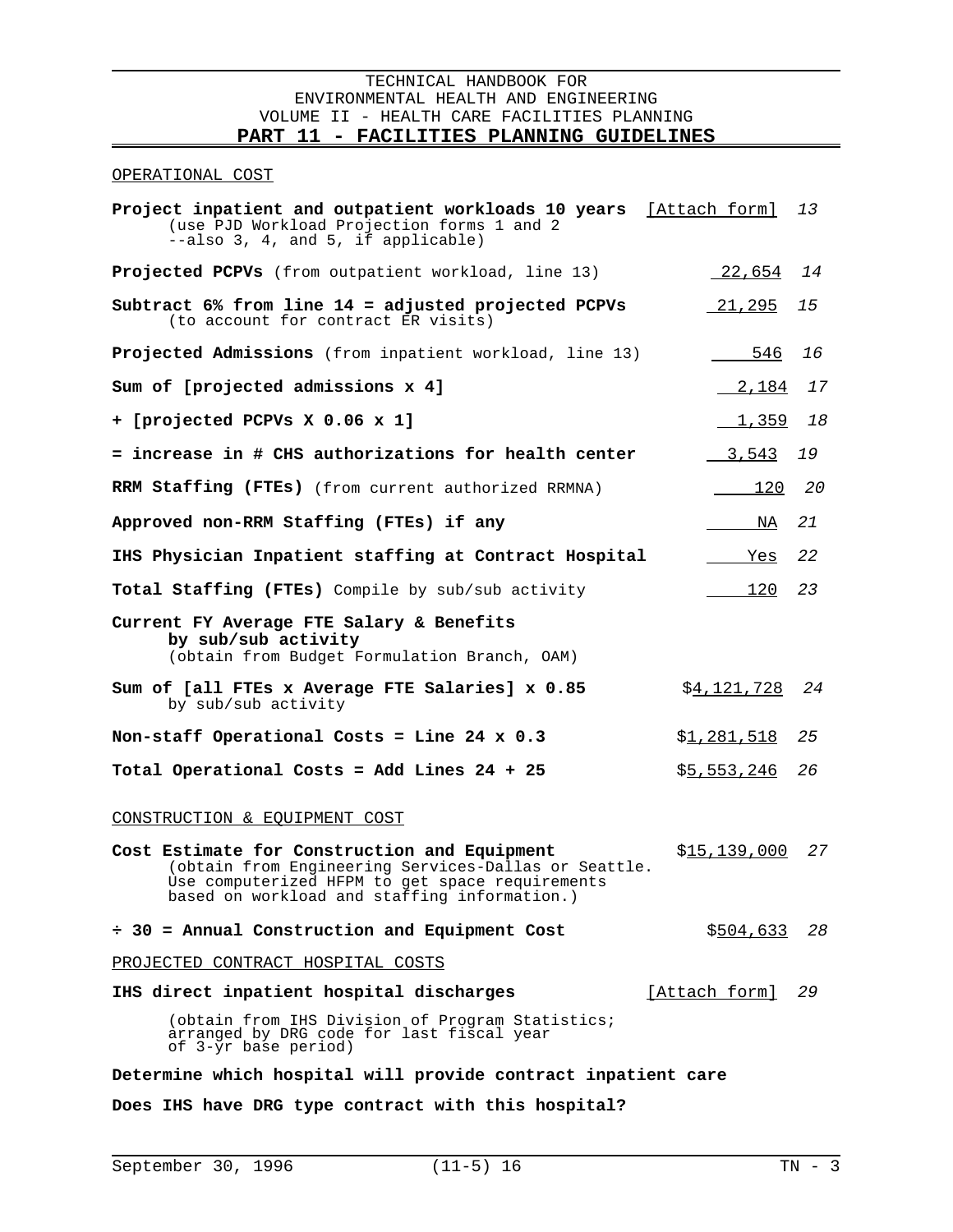OPERATIONAL COST

| Item | Value | Line |
|---|---|---|
| **Project inpatient and outpatient workloads 10 years** (use PJD Workload Projection forms 1 and 2 --also 3, 4, and 5, if applicable) | [Attach form] | *13* |
| **Projected PCPVs** (from outpatient workload, line 13) | 22,654 | *14* |
| **Subtract 6% from line 14 = adjusted projected PCPVs** (to account for contract ER visits) | 21,295 | *15* |
| **Projected Admissions** (from inpatient workload, line 13) | 546 | *16* |
| **Sum of [projected admissions x 4]** | 2,184 | *17* |
| **+ [projected PCPVs X 0.06 x 1]** | 1,359 | *18* |
| **= increase in # CHS authorizations for health center** | 3,543 | *19* |
| **RRM Staffing (FTEs)** (from current authorized RRMNA) | 120 | *20* |
| **Approved non-RRM Staffing (FTEs) if any** | NA | *21* |
| **IHS Physician Inpatient staffing at Contract Hospital** | Yes | *22* |
| **Total Staffing (FTEs)** Compile by sub/sub activity | 120 | *23* |
| **Current FY Average FTE Salary & Benefits by sub/sub activity** (obtain from Budget Formulation Branch, OAM) | | |
| **Sum of [all FTEs x Average FTE Salaries] x 0.85** by sub/sub activity | $4,121,728 | *24* |
| **Non-staff Operational Costs = Line 24 x 0.3** | $1,281,518 | *25* |
| **Total Operational Costs = Add Lines 24 + 25** | $5,553,246 | *26* |

CONSTRUCTION & EQUIPMENT COST

| Item | Value | Line |
|---|---|---|
| **Cost Estimate for Construction and Equipment** (obtain from Engineering Services-Dallas or Seattle. Use computerized HFPM to get space requirements based on workload and staffing information.) | $15,139,000 | *27* |
| **÷ 30 = Annual Construction and Equipment Cost** | $504,633 | *28* |

PROJECTED CONTRACT HOSPITAL COSTS

| Item | Value | Line |
|---|---|---|
| **IHS direct inpatient hospital discharges** (obtain from IHS Division of Program Statistics; arranged by DRG code for last fiscal year of 3-yr base period) | [Attach form] | *29* |

**Determine which hospital will provide contract inpatient care**

**Does IHS have DRG type contract with this hospital?**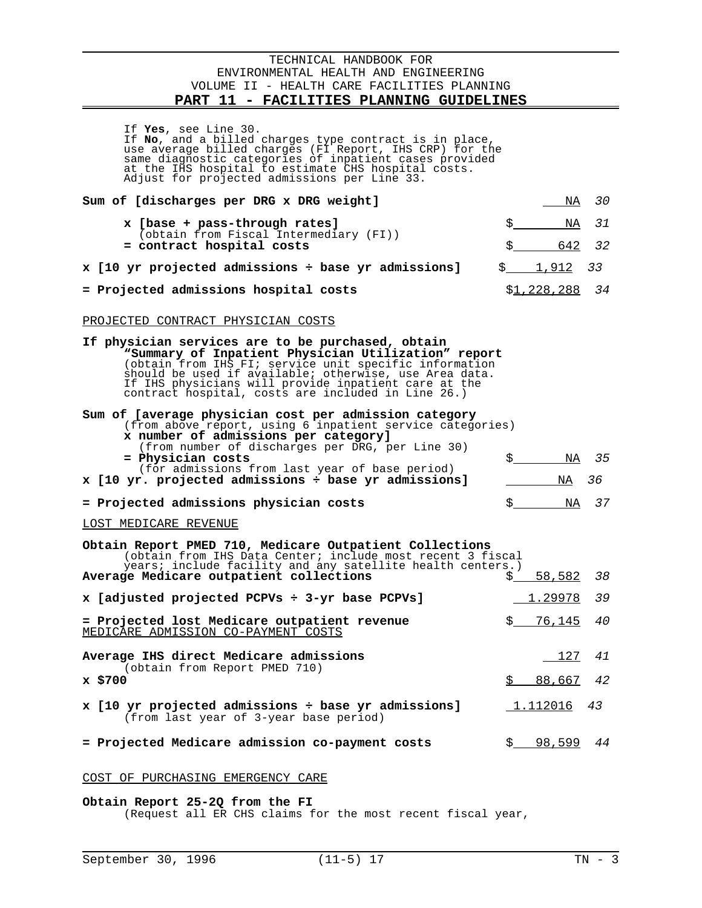If **Yes**, see Line 30.
If **No**, and a billed charges type contract is in place, use average billed charges (FI Report, IHS CRP) for the same diagnostic categories of inpatient cases provided at the IHS hospital to estimate CHS hospital costs. Adjust for projected admissions per Line 33.

| | | |
|---|---|---|
| **Sum of [discharges per DRG x DRG weight]** | NA | *30* |
| **x [base + pass-through rates]** (obtain from Fiscal Intermediary (FI)) | $ NA | *31* |
| **= contract hospital costs** | $ 642 | *32* |
| **x [10 yr projected admissions ÷ base yr admissions]** | $ 1,912 | *33* |
| **= Projected admissions hospital costs** | $1,228,288 | *34* |

PROJECTED CONTRACT PHYSICIAN COSTS

**If physician services are to be purchased, obtain "Summary of Inpatient Physician Utilization" report** (obtain from IHS FI; service unit specific information should be used if available; otherwise, use Area data. If IHS physicians will provide inpatient care at the contract hospital, costs are included in Line 26.)

| | | |
|---|---|---|
| **Sum of [average physician cost per admission category** (from above report, using 6 inpatient service categories) **x number of admissions per category]** (from number of discharges per DRG, per Line 30) **= Physician costs** (for admissions from last year of base period) | $ NA | *35* |
| **x [10 yr. projected admissions ÷ base yr admissions]** | NA | *36* |
| **= Projected admissions physician costs** | $ NA | *37* |

LOST MEDICARE REVENUE

| | | |
|---|---|---|
| **Obtain Report PMED 710, Medicare Outpatient Collections** (obtain from IHS Data Center; include most recent 3 fiscal years; include facility and any satellite health centers.) **Average Medicare outpatient collections** | $ 58,582 | *38* |
| **x [adjusted projected PCPVs ÷ 3-yr base PCPVs]** | 1.29978 | *39* |
| **= Projected lost Medicare outpatient revenue** | $ 76,145 | *40* |

MEDICARE ADMISSION CO-PAYMENT COSTS

| | | |
|---|---|---|
| **Average IHS direct Medicare admissions** (obtain from Report PMED 710) | 127 | *41* |
| **x $700** | $ 88,667 | *42* |
| **x [10 yr projected admissions ÷ base yr admissions]** (from last year of 3-year base period) | 1.112016 | *43* |
| **= Projected Medicare admission co-payment costs** | $ 98,599 | *44* |

COST OF PURCHASING EMERGENCY CARE

**Obtain Report 25-2Q from the FI**
(Request all ER CHS claims for the most recent fiscal year,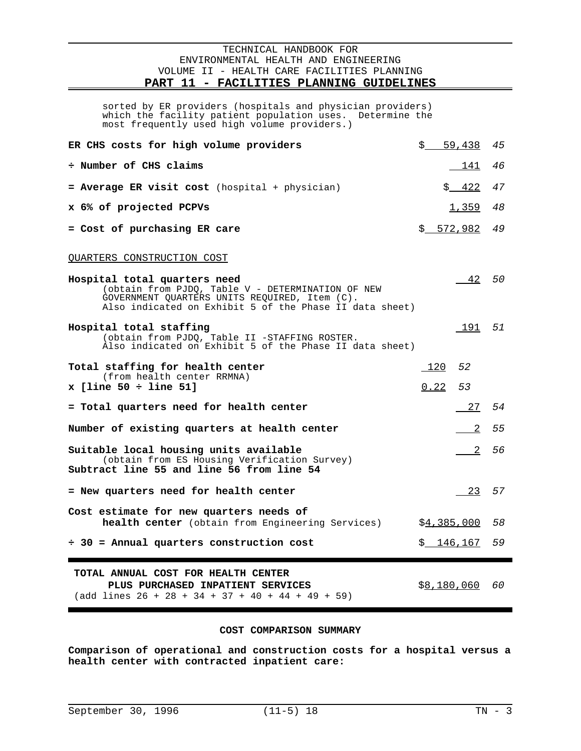sorted by ER providers (hospitals and physician providers) which the facility patient population uses. Determine the most frequently used high volume providers.)

| | | | |
|---|---|---|---|
| **ER CHS costs for high volume providers** | | $ 59,438 | *45* |
| **÷ Number of CHS claims** | | 141 | *46* |
| **= Average ER visit cost** (hospital + physician) | | $ 422 | *47* |
| **x 6% of projected PCPVs** | | 1,359 | *48* |
| **= Cost of purchasing ER care** | | $ 572,982 | *49* |

QUARTERS CONSTRUCTION COST

| | | | |
|---|---|---|---|
| **Hospital total quarters need** (obtain from PJDQ, Table V - DETERMINATION OF NEW GOVERNMENT QUARTERS UNITS REQUIRED, Item (C). Also indicated on Exhibit 5 of the Phase II data sheet) | | 42 | *50* |
| **Hospital total staffing** (obtain from PJDQ, Table II -STAFFING ROSTER. Also indicated on Exhibit 5 of the Phase II data sheet) | | 191 | *51* |
| **Total staffing for health center** (from health center RRMNA) | 120 *52* | | |
| **x [line 50 ÷ line 51]** | 0.22 *53* | | |
| **= Total quarters need for health center** | | 27 | *54* |
| **Number of existing quarters at health center** | | 2 | *55* |
| **Suitable local housing units available** (obtain from ES Housing Verification Survey) **Subtract line 55 and line 56 from line 54** | | 2 | *56* |
| **= New quarters need for health center** | | 23 | *57* |
| **Cost estimate for new quarters needs of health center** (obtain from Engineering Services) | | $4,385,000 | *58* |
| **÷ 30 = Annual quarters construction cost** | | $ 146,167 | *59* |

| | | |
|---|---|---|
| **TOTAL ANNUAL COST FOR HEALTH CENTER PLUS PURCHASED INPATIENT SERVICES** (add lines 26 + 28 + 34 + 37 + 40 + 44 + 49 + 59) | $8,180,060 | *60* |

**COST COMPARISON SUMMARY**

**Comparison of operational and construction costs for a hospital versus a health center with contracted inpatient care:**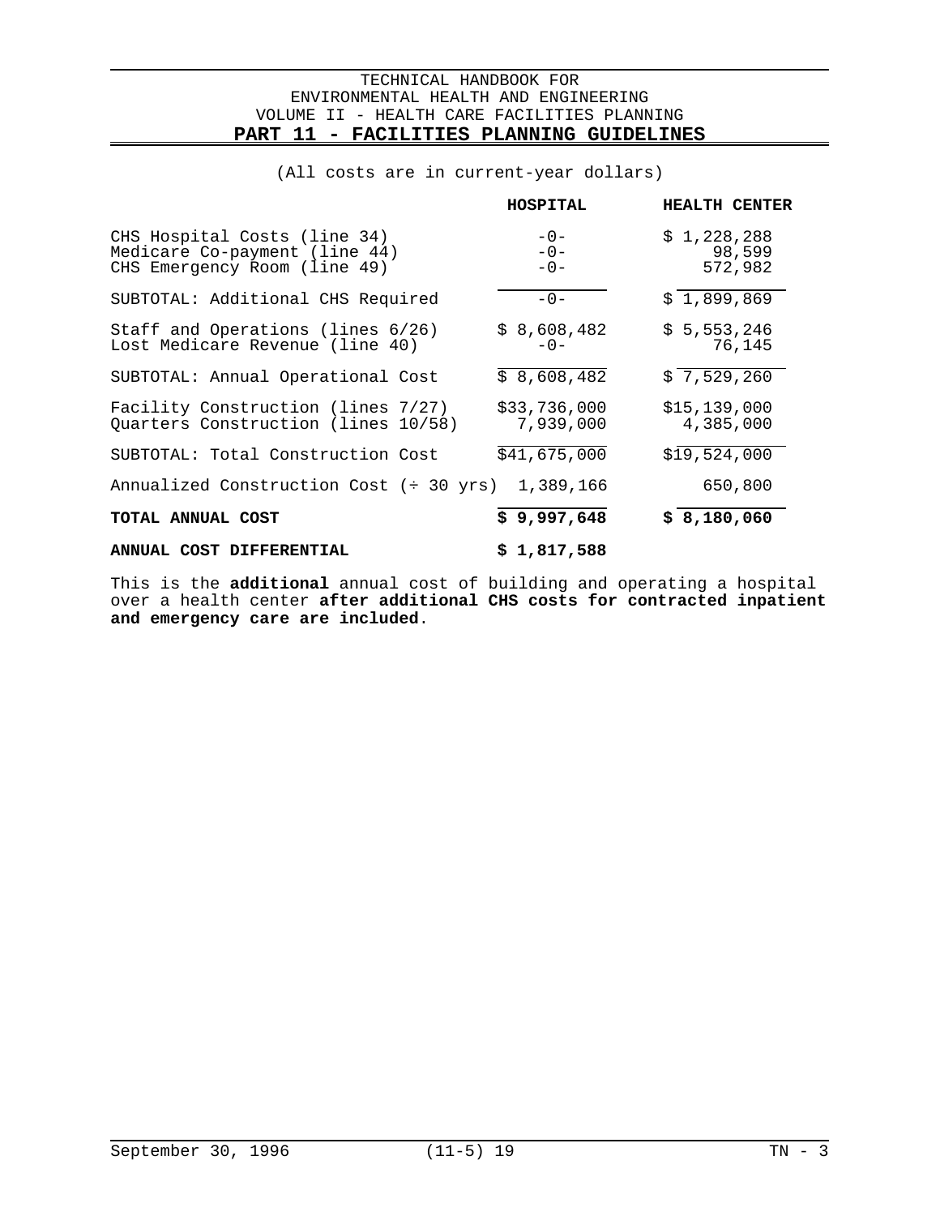(All costs are in current-year dollars)

| | HOSPITAL | HEALTH CENTER |
|---|---|---|
| CHS Hospital Costs (line 34) | -0- | $ 1,228,288 |
| Medicare Co-payment (line 44) | -0- | 98,599 |
| CHS Emergency Room (line 49) | -0- | 572,982 |
| SUBTOTAL: Additional CHS Required | -0- | $ 1,899,869 |
| Staff and Operations (lines 6/26) | $ 8,608,482 | $ 5,553,246 |
| Lost Medicare Revenue (line 40) | -0- | 76,145 |
| SUBTOTAL: Annual Operational Cost | $ 8,608,482 | $ 7,529,260 |
| Facility Construction (lines 7/27) | $33,736,000 | $15,139,000 |
| Quarters Construction (lines 10/58) | 7,939,000 | 4,385,000 |
| SUBTOTAL: Total Construction Cost | $41,675,000 | $19,524,000 |
| Annualized Construction Cost (÷ 30 yrs) | 1,389,166 | 650,800 |
| **TOTAL ANNUAL COST** | **$ 9,997,648** | **$ 8,180,060** |
| **ANNUAL COST DIFFERENTIAL** | **$ 1,817,588** | |

This is the **additional** annual cost of building and operating a hospital over a health center **after additional CHS costs for contracted inpatient and emergency care are included**.